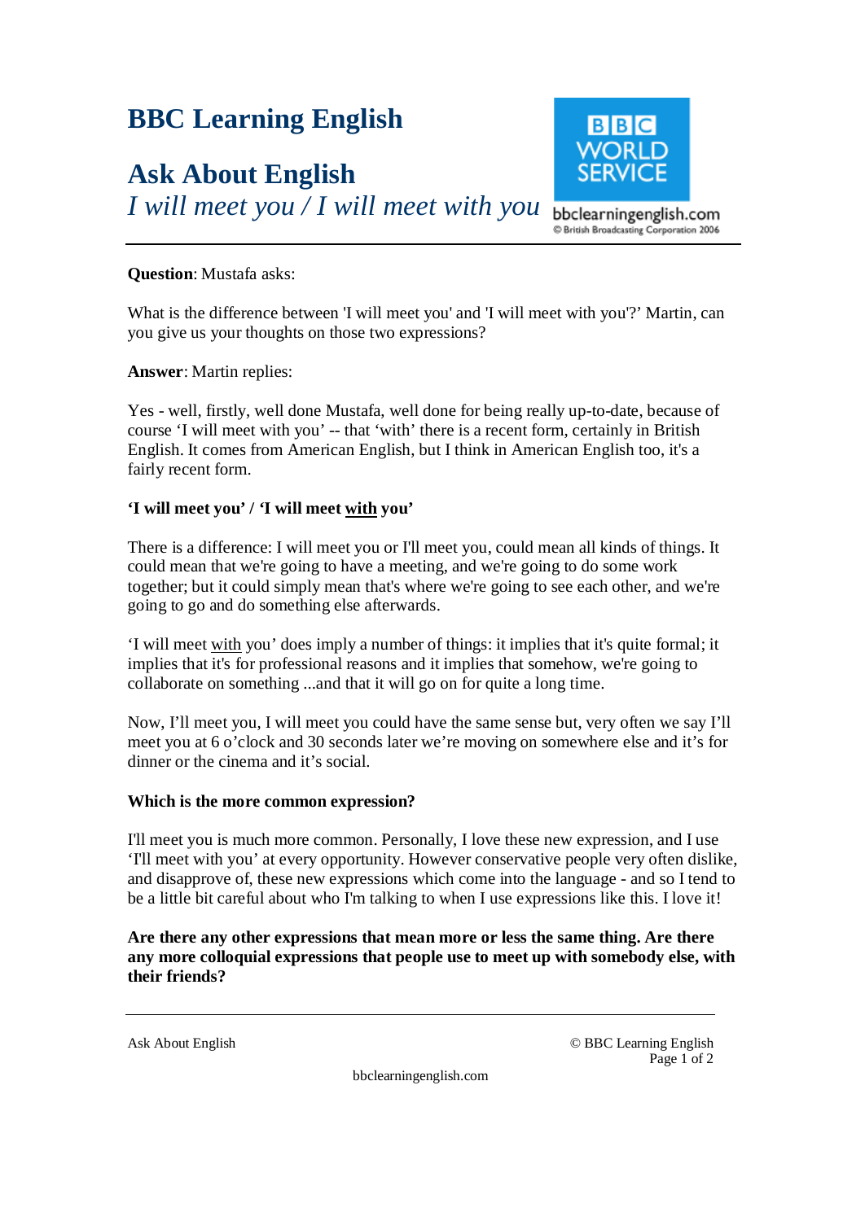# BBC Learning English

## Ask About English

*I will meet you / I will meet with you*

**Question**: Mustafa asks:

What is the difference between 'I will meet you' and 'I will meet with you'?' Martin, can you give us your thoughts on those two expressions?

**Answer**: Martin replies:

Yes - well, firstly, well done Mustafa, well done for being really up-to-date, because of course 'I will meet with you' -- that 'with' there is a recent form, certainly in British English. It comes from American English, but I think in American English too, it's a fairly recent form.

**'I will meet you' / 'I will meet <u>with</u> you'**

There is a difference: I will meet you or I'll meet you, could mean all kinds of things. It could mean that we're going to have a meeting, and we're going to do some work together; but it could simply mean that's where we're going to see each other, and we're going to go and do something else afterwards.

'I will meet <u>with</u> you' does imply a number of things: it implies that it's quite formal; it implies that it's for professional reasons and it implies that somehow, we're going to collaborate on something ...and that it will go on for quite a long time.

Now, I'll meet you, I will meet you could have the same sense but, very often we say I'll meet you at 6 o'clock and 30 seconds later we're moving on somewhere else and it's for dinner or the cinema and it's social.

**Which is the more common expression?**

I'll meet you is much more common. Personally, I love these new expression, and I use 'I'll meet with you' at every opportunity. However conservative people very often dislike, and disapprove of, these new expressions which come into the language - and so I tend to be a little bit careful about who I'm talking to when I use expressions like this. I love it!

**Are there any other expressions that mean more or less the same thing. Are there any more colloquial expressions that people use to meet up with somebody else, with their friends?**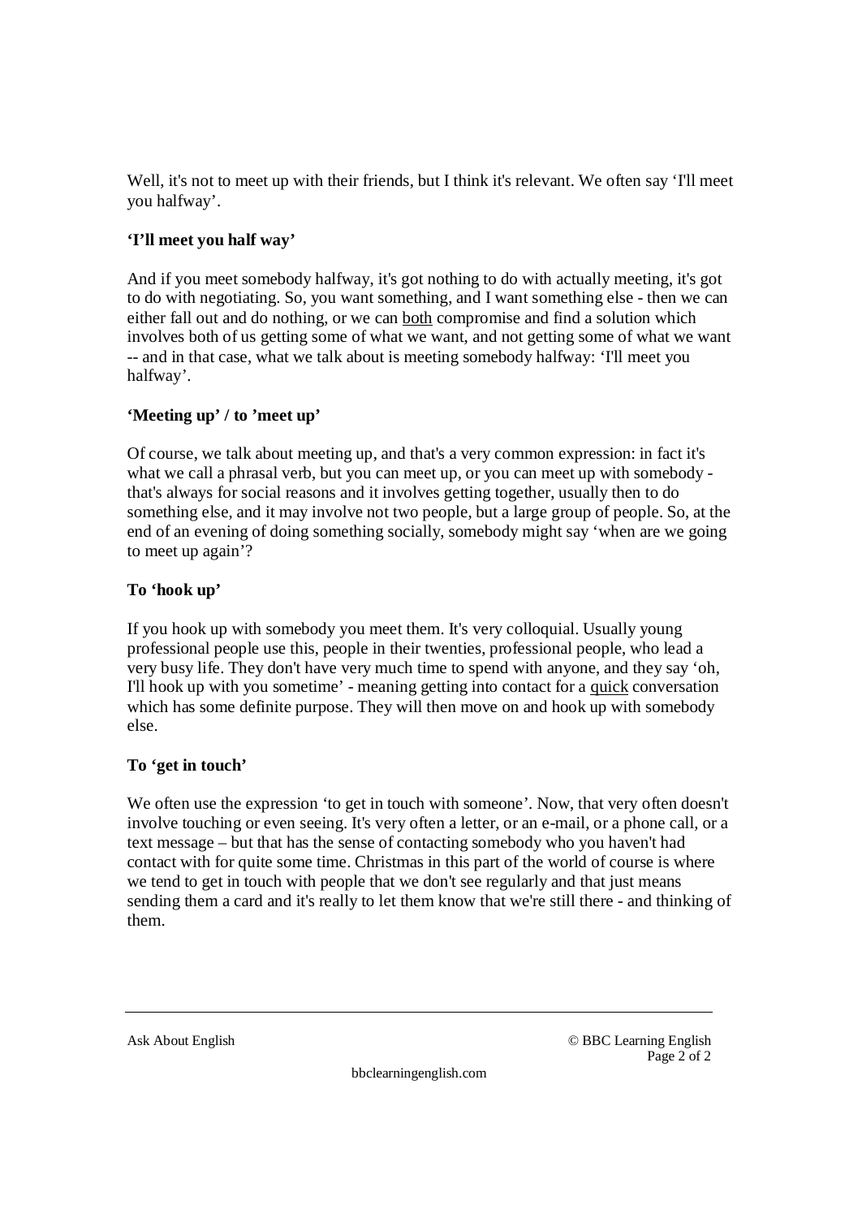Well, it's not to meet up with their friends, but I think it's relevant. We often say 'I'll meet you halfway'.

**'I'll meet you half way'**

And if you meet somebody halfway, it's got nothing to do with actually meeting, it's got to do with negotiating. So, you want something, and I want something else - then we can either fall out and do nothing, or we can <u>both</u> compromise and find a solution which involves both of us getting some of what we want, and not getting some of what we want -- and in that case, what we talk about is meeting somebody halfway: 'I'll meet you halfway'.

**'Meeting up' / to 'meet up'**

Of course, we talk about meeting up, and that's a very common expression: in fact it's what we call a phrasal verb, but you can meet up, or you can meet up with somebody - that's always for social reasons and it involves getting together, usually then to do something else, and it may involve not two people, but a large group of people. So, at the end of an evening of doing something socially, somebody might say 'when are we going to meet up again'?

**To 'hook up'**

If you hook up with somebody you meet them. It's very colloquial. Usually young professional people use this, people in their twenties, professional people, who lead a very busy life. They don't have very much time to spend with anyone, and they say 'oh, I'll hook up with you sometime' - meaning getting into contact for a <u>quick</u> conversation which has some definite purpose. They will then move on and hook up with somebody else.

**To 'get in touch'**

We often use the expression 'to get in touch with someone'. Now, that very often doesn't involve touching or even seeing. It's very often a letter, or an e-mail, or a phone call, or a text message – but that has the sense of contacting somebody who you haven't had contact with for quite some time. Christmas in this part of the world of course is where we tend to get in touch with people that we don't see regularly and that just means sending them a card and it's really to let them know that we're still there - and thinking of them.